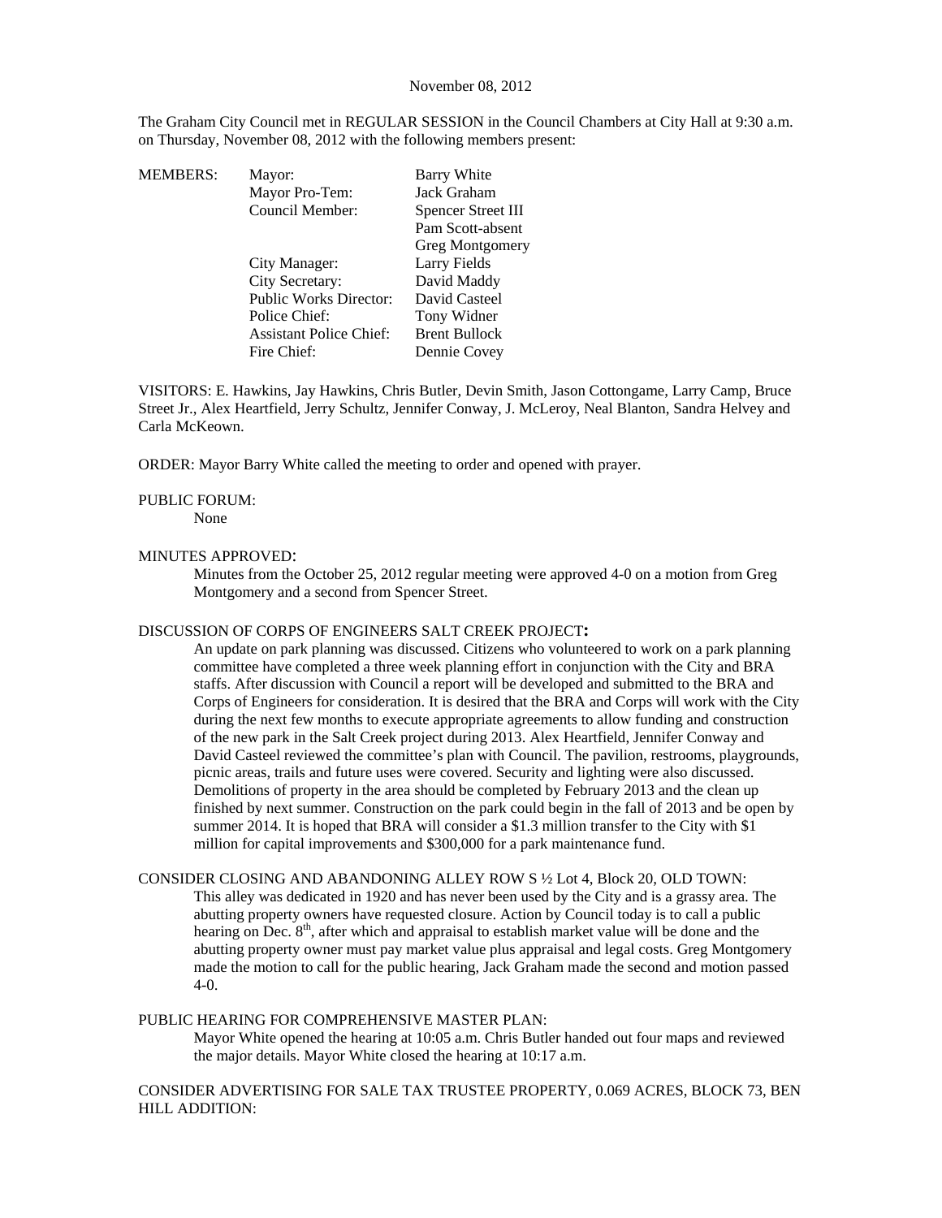November 08, 2012

The Graham City Council met in REGULAR SESSION in the Council Chambers at City Hall at 9:30 a.m. on Thursday, November 08, 2012 with the following members present:

| MEMBERS: | Mayor: | Barry White |
|---|---|---|
| | Mayor Pro-Tem: | Jack Graham |
| | Council Member: | Spencer Street III |
| | | Pam Scott-absent |
| | | Greg Montgomery |
| | City Manager: | Larry Fields |
| | City Secretary: | David Maddy |
| | Public Works Director: | David Casteel |
| | Police Chief: | Tony Widner |
| | Assistant Police Chief: | Brent Bullock |
| | Fire Chief: | Dennie Covey |

VISITORS: E. Hawkins, Jay Hawkins, Chris Butler, Devin Smith, Jason Cottongame, Larry Camp, Bruce Street Jr., Alex Heartfield, Jerry Schultz, Jennifer Conway, J. McLeroy, Neal Blanton, Sandra Helvey and Carla McKeown.

ORDER: Mayor Barry White called the meeting to order and opened with prayer.

PUBLIC FORUM:

None

MINUTES APPROVED:

Minutes from the October 25, 2012 regular meeting were approved 4-0 on a motion from Greg Montgomery and a second from Spencer Street.

DISCUSSION OF CORPS OF ENGINEERS SALT CREEK PROJECT**:**

An update on park planning was discussed. Citizens who volunteered to work on a park planning committee have completed a three week planning effort in conjunction with the City and BRA staffs. After discussion with Council a report will be developed and submitted to the BRA and Corps of Engineers for consideration. It is desired that the BRA and Corps will work with the City during the next few months to execute appropriate agreements to allow funding and construction of the new park in the Salt Creek project during 2013. Alex Heartfield, Jennifer Conway and David Casteel reviewed the committee's plan with Council. The pavilion, restrooms, playgrounds, picnic areas, trails and future uses were covered. Security and lighting were also discussed. Demolitions of property in the area should be completed by February 2013 and the clean up finished by next summer. Construction on the park could begin in the fall of 2013 and be open by summer 2014. It is hoped that BRA will consider a $1.3 million transfer to the City with $1 million for capital improvements and $300,000 for a park maintenance fund.

CONSIDER CLOSING AND ABANDONING ALLEY ROW S ½ Lot 4, Block 20, OLD TOWN:

This alley was dedicated in 1920 and has never been used by the City and is a grassy area. The abutting property owners have requested closure. Action by Council today is to call a public hearing on Dec. 8th, after which and appraisal to establish market value will be done and the abutting property owner must pay market value plus appraisal and legal costs. Greg Montgomery made the motion to call for the public hearing, Jack Graham made the second and motion passed 4-0.

PUBLIC HEARING FOR COMPREHENSIVE MASTER PLAN:

Mayor White opened the hearing at 10:05 a.m. Chris Butler handed out four maps and reviewed the major details. Mayor White closed the hearing at 10:17 a.m.

CONSIDER ADVERTISING FOR SALE TAX TRUSTEE PROPERTY, 0.069 ACRES, BLOCK 73, BEN HILL ADDITION: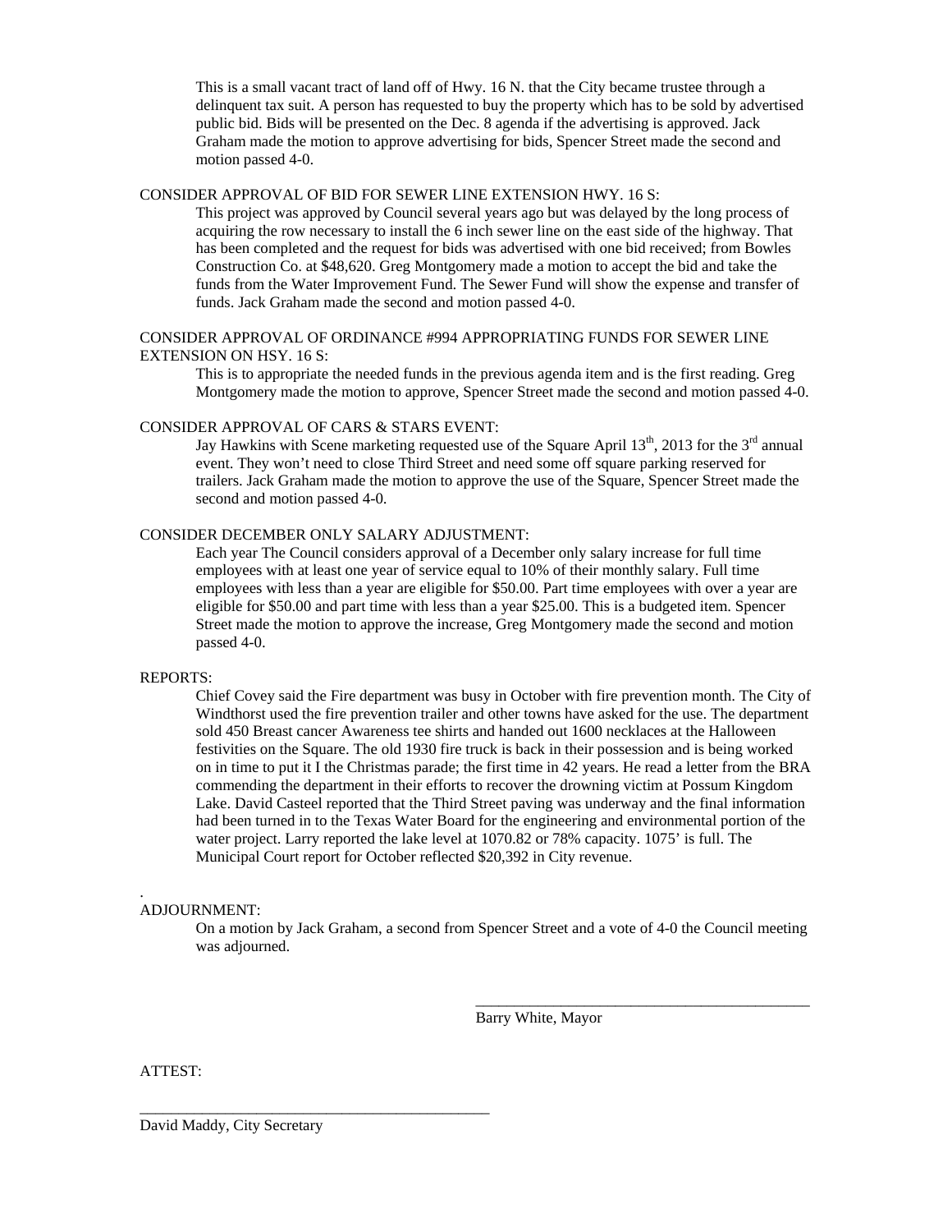This is a small vacant tract of land off of Hwy. 16 N. that the City became trustee through a delinquent tax suit. A person has requested to buy the property which has to be sold by advertised public bid. Bids will be presented on the Dec. 8 agenda if the advertising is approved. Jack Graham made the motion to approve advertising for bids, Spencer Street made the second and motion passed 4-0.

CONSIDER APPROVAL OF BID FOR SEWER LINE EXTENSION HWY. 16 S:

This project was approved by Council several years ago but was delayed by the long process of acquiring the row necessary to install the 6 inch sewer line on the east side of the highway. That has been completed and the request for bids was advertised with one bid received; from Bowles Construction Co. at $48,620. Greg Montgomery made a motion to accept the bid and take the funds from the Water Improvement Fund. The Sewer Fund will show the expense and transfer of funds. Jack Graham made the second and motion passed 4-0.

CONSIDER APPROVAL OF ORDINANCE #994 APPROPRIATING FUNDS FOR SEWER LINE EXTENSION ON HSY. 16 S:

This is to appropriate the needed funds in the previous agenda item and is the first reading. Greg Montgomery made the motion to approve, Spencer Street made the second and motion passed 4-0.

CONSIDER APPROVAL OF CARS & STARS EVENT:

Jay Hawkins with Scene marketing requested use of the Square April 13th, 2013 for the 3rd annual event. They won't need to close Third Street and need some off square parking reserved for trailers. Jack Graham made the motion to approve the use of the Square, Spencer Street made the second and motion passed 4-0.

CONSIDER DECEMBER ONLY SALARY ADJUSTMENT:

Each year The Council considers approval of a December only salary increase for full time employees with at least one year of service equal to 10% of their monthly salary. Full time employees with less than a year are eligible for $50.00. Part time employees with over a year are eligible for $50.00 and part time with less than a year $25.00. This is a budgeted item. Spencer Street made the motion to approve the increase, Greg Montgomery made the second and motion passed 4-0.

REPORTS:

Chief Covey said the Fire department was busy in October with fire prevention month. The City of Windthorst used the fire prevention trailer and other towns have asked for the use. The department sold 450 Breast cancer Awareness tee shirts and handed out 1600 necklaces at the Halloween festivities on the Square. The old 1930 fire truck is back in their possession and is being worked on in time to put it I the Christmas parade; the first time in 42 years. He read a letter from the BRA commending the department in their efforts to recover the drowning victim at Possum Kingdom Lake. David Casteel reported that the Third Street paving was underway and the final information had been turned in to the Texas Water Board for the engineering and environmental portion of the water project. Larry reported the lake level at 1070.82 or 78% capacity. 1075' is full. The Municipal Court report for October reflected $20,392 in City revenue.

.

ADJOURNMENT:

On a motion by Jack Graham, a second from Spencer Street and a vote of 4-0 the Council meeting was adjourned.

\_\_\_\_\_\_\_\_\_\_\_\_\_\_\_\_\_\_\_\_\_\_\_\_\_\_\_\_\_\_\_\_\_\_\_\_\_\_\_\_\_\_\_\_

Barry White, Mayor

ATTEST:

\_\_\_\_\_\_\_\_\_\_\_\_\_\_\_\_\_\_\_\_\_\_\_\_\_\_\_\_\_\_\_\_\_\_\_\_\_\_\_\_\_\_\_\_

David Maddy, City Secretary